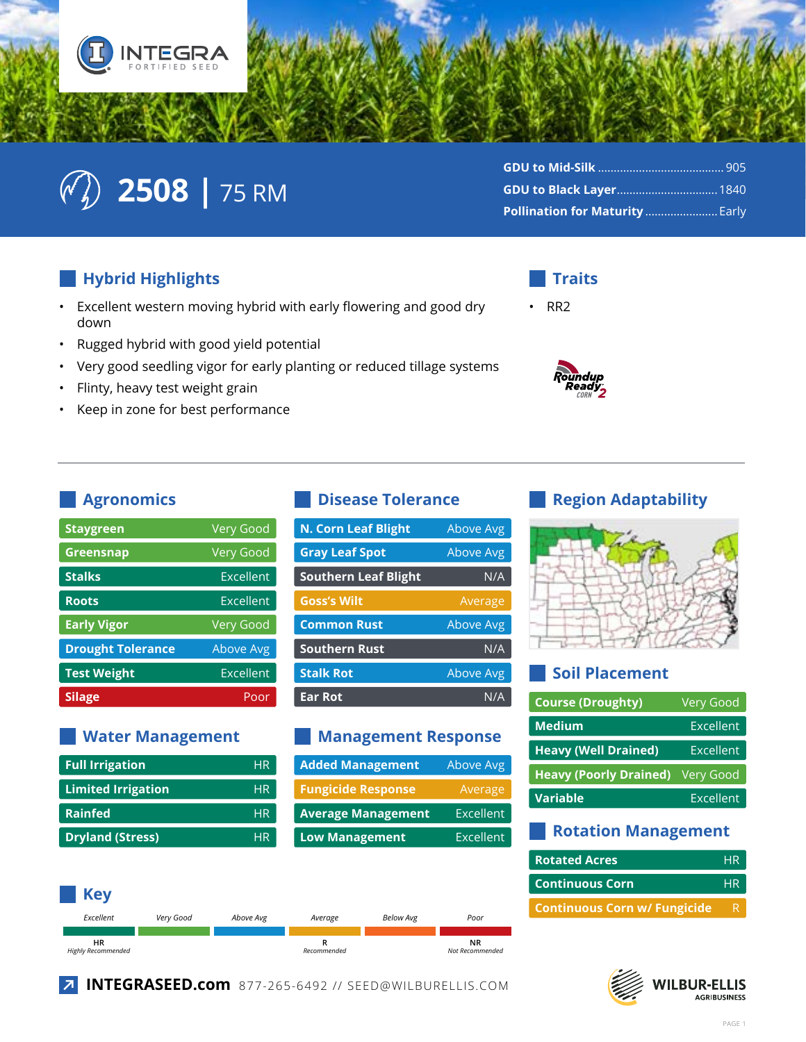INTEGRA FORTIFIED SEED

# 2508 | 75 RM

**GDU to Mid-Silk** ........ 905
**GDU to Black Layer** ........ 1840
**Pollination for Maturity** ........ Early

## Hybrid Highlights

- Excellent western moving hybrid with early flowering and good dry down
- Rugged hybrid with good yield potential
- Very good seedling vigor for early planting or reduced tillage systems
- Flinty, heavy test weight grain
- Keep in zone for best performance

## Traits

- RR2

Roundup Ready 2 CORN

## Agronomics

| Trait | Rating |
|---|---|
| Staygreen | Very Good |
| Greensnap | Very Good |
| Stalks | Excellent |
| Roots | Excellent |
| Early Vigor | Very Good |
| Drought Tolerance | Above Avg |
| Test Weight | Excellent |
| Silage | Poor |

## Disease Tolerance

| Disease | Rating |
|---|---|
| N. Corn Leaf Blight | Above Avg |
| Gray Leaf Spot | Above Avg |
| Southern Leaf Blight | N/A |
| Goss's Wilt | Average |
| Common Rust | Above Avg |
| Southern Rust | N/A |
| Stalk Rot | Above Avg |
| Ear Rot | N/A |

## Region Adaptability

## Soil Placement

| Soil | Rating |
|---|---|
| Course (Droughty) | Very Good |
| Medium | Excellent |
| Heavy (Well Drained) | Excellent |
| Heavy (Poorly Drained) | Very Good |
| Variable | Excellent |

## Water Management

| Condition | Rating |
|---|---|
| Full Irrigation | HR |
| Limited Irrigation | HR |
| Rainfed | HR |
| Dryland (Stress) | HR |

## Management Response

| Management | Rating |
|---|---|
| Added Management | Above Avg |
| Fungicide Response | Average |
| Average Management | Excellent |
| Low Management | Excellent |

## Rotation Management

| Rotation | Rating |
|---|---|
| Rotated Acres | HR |
| Continuous Corn | HR |
| Continuous Corn w/ Fungicide | R |

## Key

*Excellent* | *Very Good* | *Above Avg* | *Average* | *Below Avg* | *Poor*

HR *Highly Recommended* | R *Recommended* | NR *Not Recommended*

**INTEGRASEED.com** 877-265-6492 // SEED@WILBURELLIS.COM

WILBUR-ELLIS AGRIBUSINESS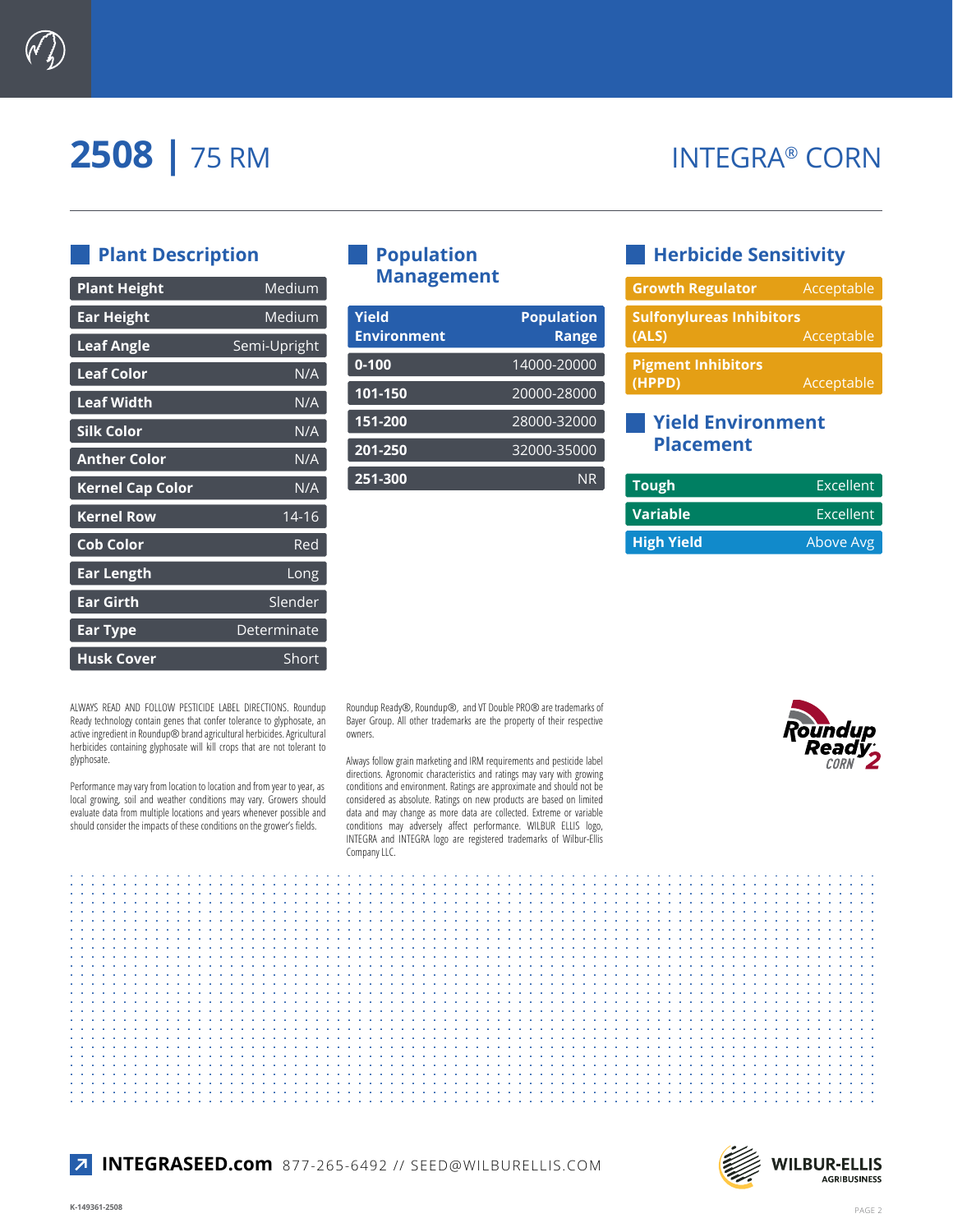# 2508 | 75 RM

## INTEGRA® CORN

## Plant Description

| | |
|---|---|
| Plant Height | Medium |
| Ear Height | Medium |
| Leaf Angle | Semi-Upright |
| Leaf Color | N/A |
| Leaf Width | N/A |
| Silk Color | N/A |
| Anther Color | N/A |
| Kernel Cap Color | N/A |
| Kernel Row | 14-16 |
| Cob Color | Red |
| Ear Length | Long |
| Ear Girth | Slender |
| Ear Type | Determinate |
| Husk Cover | Short |

## Population Management

| Yield Environment | Population Range |
|---|---|
| 0-100 | 14000-20000 |
| 101-150 | 20000-28000 |
| 151-200 | 28000-32000 |
| 201-250 | 32000-35000 |
| 251-300 | NR |

## Herbicide Sensitivity

| | |
|---|---|
| Growth Regulator | Acceptable |
| Sulfonylureas Inhibitors (ALS) | Acceptable |
| Pigment Inhibitors (HPPD) | Acceptable |

## Yield Environment Placement

| | |
|---|---|
| Tough | Excellent |
| Variable | Excellent |
| High Yield | Above Avg |

ALWAYS READ AND FOLLOW PESTICIDE LABEL DIRECTIONS. Roundup Ready technology contain genes that confer tolerance to glyphosate, an active ingredient in Roundup® brand agricultural herbicides. Agricultural herbicides containing glyphosate will kill crops that are not tolerant to glyphosate.

Performance may vary from location to location and from year to year, as local growing, soil and weather conditions may vary. Growers should evaluate data from multiple locations and years whenever possible and should consider the impacts of these conditions on the grower's fields.

Roundup Ready®, Roundup®, and VT Double PRO® are trademarks of Bayer Group. All other trademarks are the property of their respective owners.

Always follow grain marketing and IRM requirements and pesticide label directions. Agronomic characteristics and ratings may vary with growing conditions and environment. Ratings are approximate and should not be considered as absolute. Ratings on new products are based on limited data and may change as more data are collected. Extreme or variable conditions may adversely affect performance. WILBUR ELLIS logo, INTEGRA and INTEGRA logo are registered trademarks of Wilbur-Ellis Company LLC.

Roundup Ready 2 CORN

**INTEGRASEED.com** 877-265-6492 // SEED@WILBURELLIS.COM

WILBUR-ELLIS AGRIBUSINESS

K-149361-2508